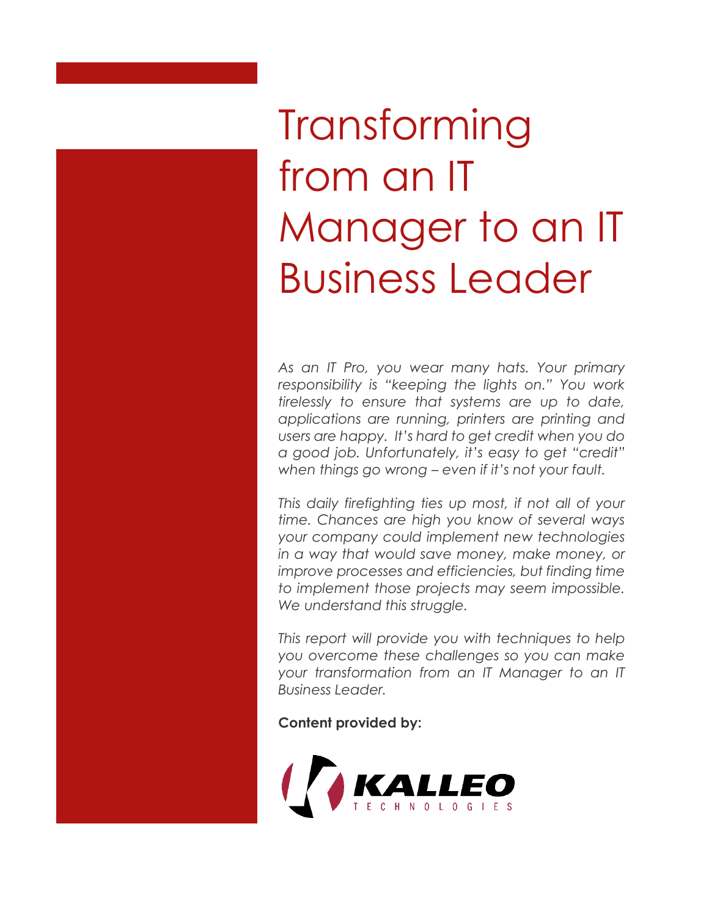# Transforming from an IT Manager to an IT Business Leader

*As an IT Pro, you wear many hats. Your primary responsibility is "keeping the lights on." You work tirelessly to ensure that systems are up to date, applications are running, printers are printing and users are happy. It's hard to get credit when you do a good job. Unfortunately, it's easy to get "credit" when things go wrong – even if it's not your fault.*

*This daily firefighting ties up most, if not all of your time. Chances are high you know of several ways your company could implement new technologies in a way that would save money, make money, or improve processes and efficiencies, but finding time to implement those projects may seem impossible. We understand this struggle.*

*This report will provide you with techniques to help you overcome these challenges so you can make your transformation from an IT Manager to an IT Business Leader.*

**Content provided by:**

KALLEO TECHNOLOGIES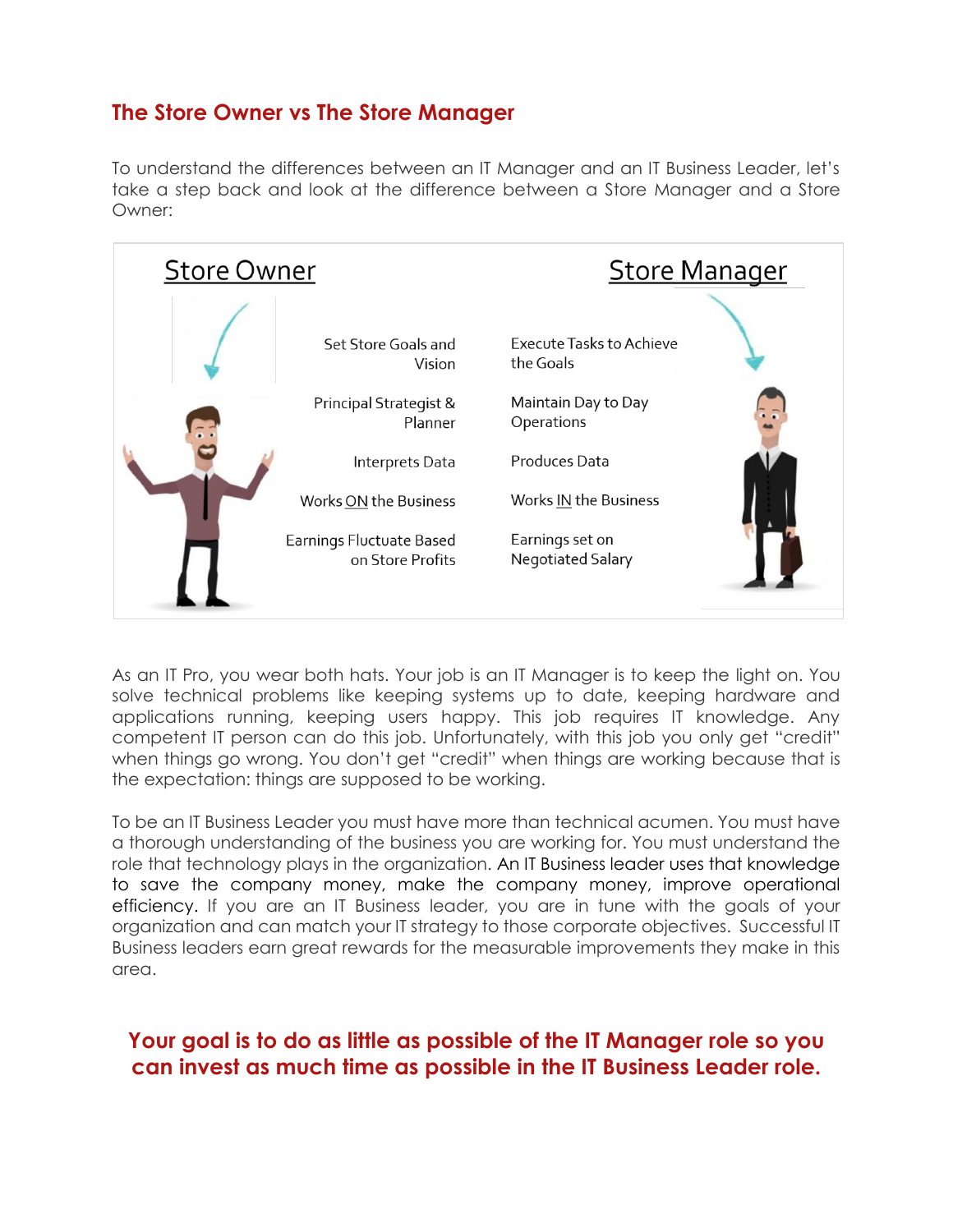## The Store Owner vs The Store Manager

To understand the differences between an IT Manager and an IT Business Leader, let's take a step back and look at the difference between a Store Manager and a Store Owner:

| Store Owner | Store Manager |
|---|---|
| Set Store Goals and Vision | Execute Tasks to Achieve the Goals |
| Principal Strategist & Planner | Maintain Day to Day Operations |
| Interprets Data | Produces Data |
| Works ON the Business | Works IN the Business |
| Earnings Fluctuate Based on Store Profits | Earnings set on Negotiated Salary |

As an IT Pro, you wear both hats. Your job is an IT Manager is to keep the light on. You solve technical problems like keeping systems up to date, keeping hardware and applications running, keeping users happy. This job requires IT knowledge. Any competent IT person can do this job. Unfortunately, with this job you only get "credit" when things go wrong. You don't get "credit" when things are working because that is the expectation: things are supposed to be working.

To be an IT Business Leader you must have more than technical acumen. You must have a thorough understanding of the business you are working for. You must understand the role that technology plays in the organization. An IT Business leader uses that knowledge to save the company money, make the company money, improve operational efficiency. If you are an IT Business leader, you are in tune with the goals of your organization and can match your IT strategy to those corporate objectives. Successful IT Business leaders earn great rewards for the measurable improvements they make in this area.

**Your goal is to do as little as possible of the IT Manager role so you can invest as much time as possible in the IT Business Leader role.**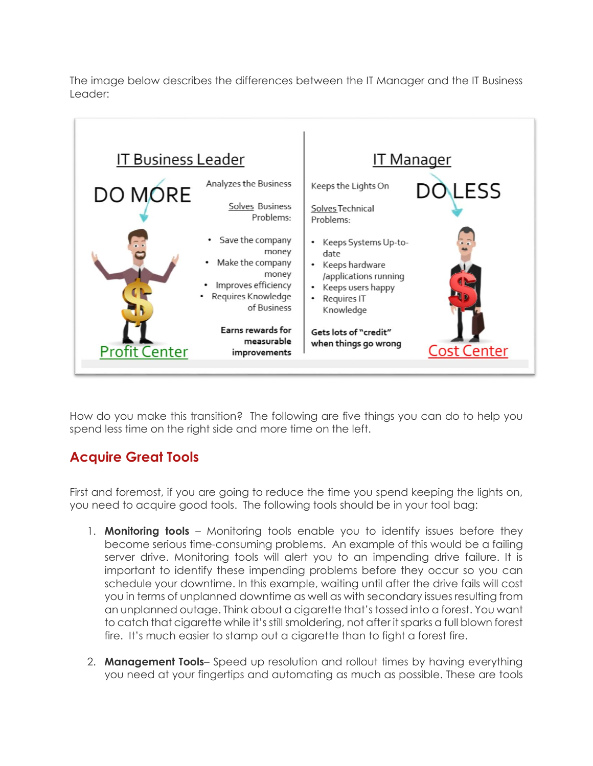The image below describes the differences between the IT Manager and the IT Business Leader:

| IT Business Leader | IT Manager |
| --- | --- |
| DO MORE | DO LESS |
| Analyzes the Business | Keeps the Lights On |
| Solves Business Problems: | Solves Technical Problems: |
| • Save the company money<br>• Make the company money<br>• Improves efficiency<br>• Requires Knowledge of Business | • Keeps Systems Up-to-date<br>• Keeps hardware /applications running<br>• Keeps users happy<br>• Requires IT Knowledge |
| **Earns rewards for measurable improvements** | **Gets lots of "credit" when things go wrong** |
| Profit Center | Cost Center |

How do you make this transition? The following are five things you can do to help you spend less time on the right side and more time on the left.

## Acquire Great Tools

First and foremost, if you are going to reduce the time you spend keeping the lights on, you need to acquire good tools. The following tools should be in your tool bag:

1. **Monitoring tools** – Monitoring tools enable you to identify issues before they become serious time-consuming problems. An example of this would be a failing server drive. Monitoring tools will alert you to an impending drive failure. It is important to identify these impending problems before they occur so you can schedule your downtime. In this example, waiting until after the drive fails will cost you in terms of unplanned downtime as well as with secondary issues resulting from an unplanned outage. Think about a cigarette that's tossed into a forest. You want to catch that cigarette while it's still smoldering, not after it sparks a full blown forest fire. It's much easier to stamp out a cigarette than to fight a forest fire.

2. **Management Tools**– Speed up resolution and rollout times by having everything you need at your fingertips and automating as much as possible. These are tools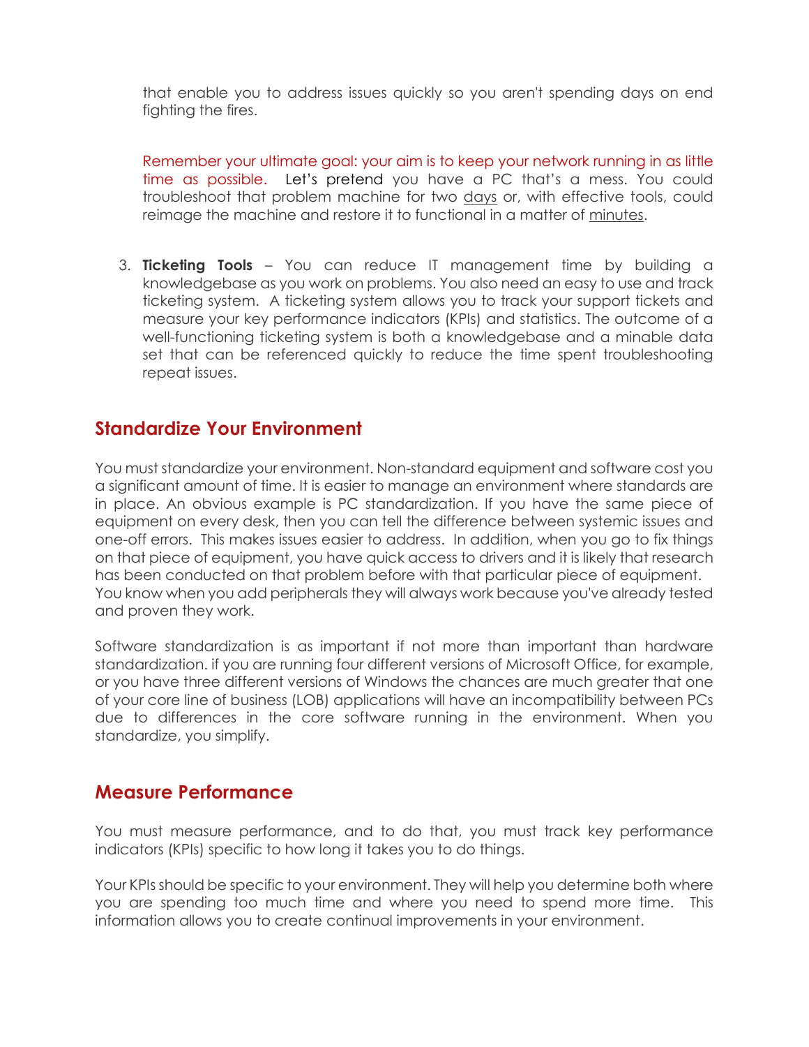that enable you to address issues quickly so you aren't spending days on end fighting the fires.

Remember your ultimate goal: your aim is to keep your network running in as little time as possible. Let's pretend you have a PC that's a mess. You could troubleshoot that problem machine for two days or, with effective tools, could reimage the machine and restore it to functional in a matter of minutes.

3. **Ticketing Tools** – You can reduce IT management time by building a knowledgebase as you work on problems. You also need an easy to use and track ticketing system. A ticketing system allows you to track your support tickets and measure your key performance indicators (KPIs) and statistics. The outcome of a well-functioning ticketing system is both a knowledgebase and a minable data set that can be referenced quickly to reduce the time spent troubleshooting repeat issues.

## Standardize Your Environment

You must standardize your environment. Non-standard equipment and software cost you a significant amount of time. It is easier to manage an environment where standards are in place. An obvious example is PC standardization. If you have the same piece of equipment on every desk, then you can tell the difference between systemic issues and one-off errors. This makes issues easier to address. In addition, when you go to fix things on that piece of equipment, you have quick access to drivers and it is likely that research has been conducted on that problem before with that particular piece of equipment. You know when you add peripherals they will always work because you've already tested and proven they work.

Software standardization is as important if not more than important than hardware standardization. if you are running four different versions of Microsoft Office, for example, or you have three different versions of Windows the chances are much greater that one of your core line of business (LOB) applications will have an incompatibility between PCs due to differences in the core software running in the environment. When you standardize, you simplify.

## Measure Performance

You must measure performance, and to do that, you must track key performance indicators (KPIs) specific to how long it takes you to do things.

Your KPIs should be specific to your environment. They will help you determine both where you are spending too much time and where you need to spend more time. This information allows you to create continual improvements in your environment.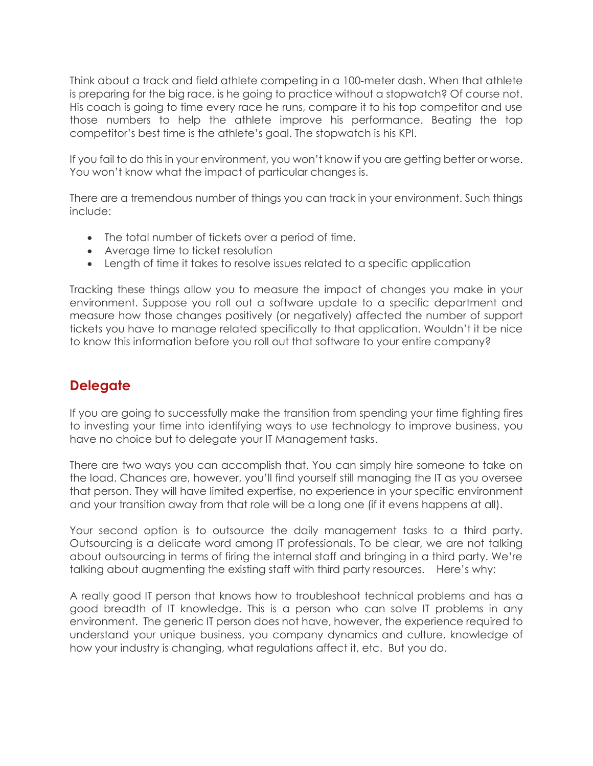Think about a track and field athlete competing in a 100-meter dash. When that athlete is preparing for the big race, is he going to practice without a stopwatch? Of course not. His coach is going to time every race he runs, compare it to his top competitor and use those numbers to help the athlete improve his performance. Beating the top competitor's best time is the athlete's goal. The stopwatch is his KPI.

If you fail to do this in your environment, you won't know if you are getting better or worse. You won't know what the impact of particular changes is.

There are a tremendous number of things you can track in your environment. Such things include:

- The total number of tickets over a period of time.
- Average time to ticket resolution
- Length of time it takes to resolve issues related to a specific application

Tracking these things allow you to measure the impact of changes you make in your environment. Suppose you roll out a software update to a specific department and measure how those changes positively (or negatively) affected the number of support tickets you have to manage related specifically to that application. Wouldn't it be nice to know this information before you roll out that software to your entire company?

## Delegate

If you are going to successfully make the transition from spending your time fighting fires to investing your time into identifying ways to use technology to improve business, you have no choice but to delegate your IT Management tasks.

There are two ways you can accomplish that. You can simply hire someone to take on the load. Chances are, however, you'll find yourself still managing the IT as you oversee that person. They will have limited expertise, no experience in your specific environment and your transition away from that role will be a long one (if it evens happens at all).

Your second option is to outsource the daily management tasks to a third party. Outsourcing is a delicate word among IT professionals. To be clear, we are not talking about outsourcing in terms of firing the internal staff and bringing in a third party. We're talking about augmenting the existing staff with third party resources. Here's why:

A really good IT person that knows how to troubleshoot technical problems and has a good breadth of IT knowledge. This is a person who can solve IT problems in any environment. The generic IT person does not have, however, the experience required to understand your unique business, you company dynamics and culture, knowledge of how your industry is changing, what regulations affect it, etc. But you do.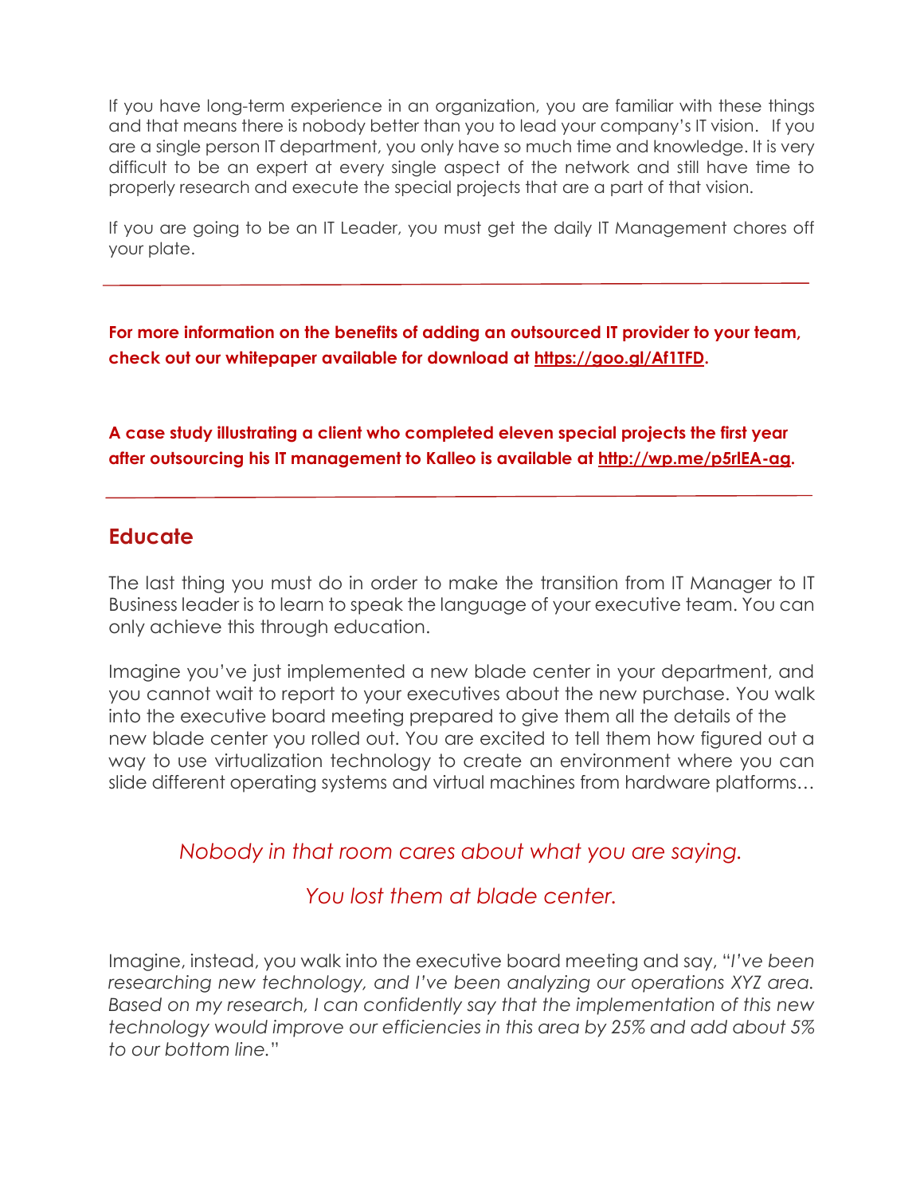If you have long-term experience in an organization, you are familiar with these things and that means there is nobody better than you to lead your company's IT vision. If you are a single person IT department, you only have so much time and knowledge. It is very difficult to be an expert at every single aspect of the network and still have time to properly research and execute the special projects that are a part of that vision.

If you are going to be an IT Leader, you must get the daily IT Management chores off your plate.

---

**For more information on the benefits of adding an outsourced IT provider to your team, check out our whitepaper available for download at [https://goo.gl/Af1TFD](https://goo.gl/Af1TFD).**

**A case study illustrating a client who completed eleven special projects the first year after outsourcing his IT management to Kalleo is available at [http://wp.me/p5rlEA-ag](http://wp.me/p5rlEA-ag).**

---

## Educate

The last thing you must do in order to make the transition from IT Manager to IT Business leader is to learn to speak the language of your executive team. You can only achieve this through education.

Imagine you've just implemented a new blade center in your department, and you cannot wait to report to your executives about the new purchase. You walk into the executive board meeting prepared to give them all the details of the new blade center you rolled out. You are excited to tell them how figured out a way to use virtualization technology to create an environment where you can slide different operating systems and virtual machines from hardware platforms…

*Nobody in that room cares about what you are saying.*

*You lost them at blade center.*

Imagine, instead, you walk into the executive board meeting and say, "*I've been researching new technology, and I've been analyzing our operations XYZ area. Based on my research, I can confidently say that the implementation of this new technology would improve our efficiencies in this area by 25% and add about 5% to our bottom line.*"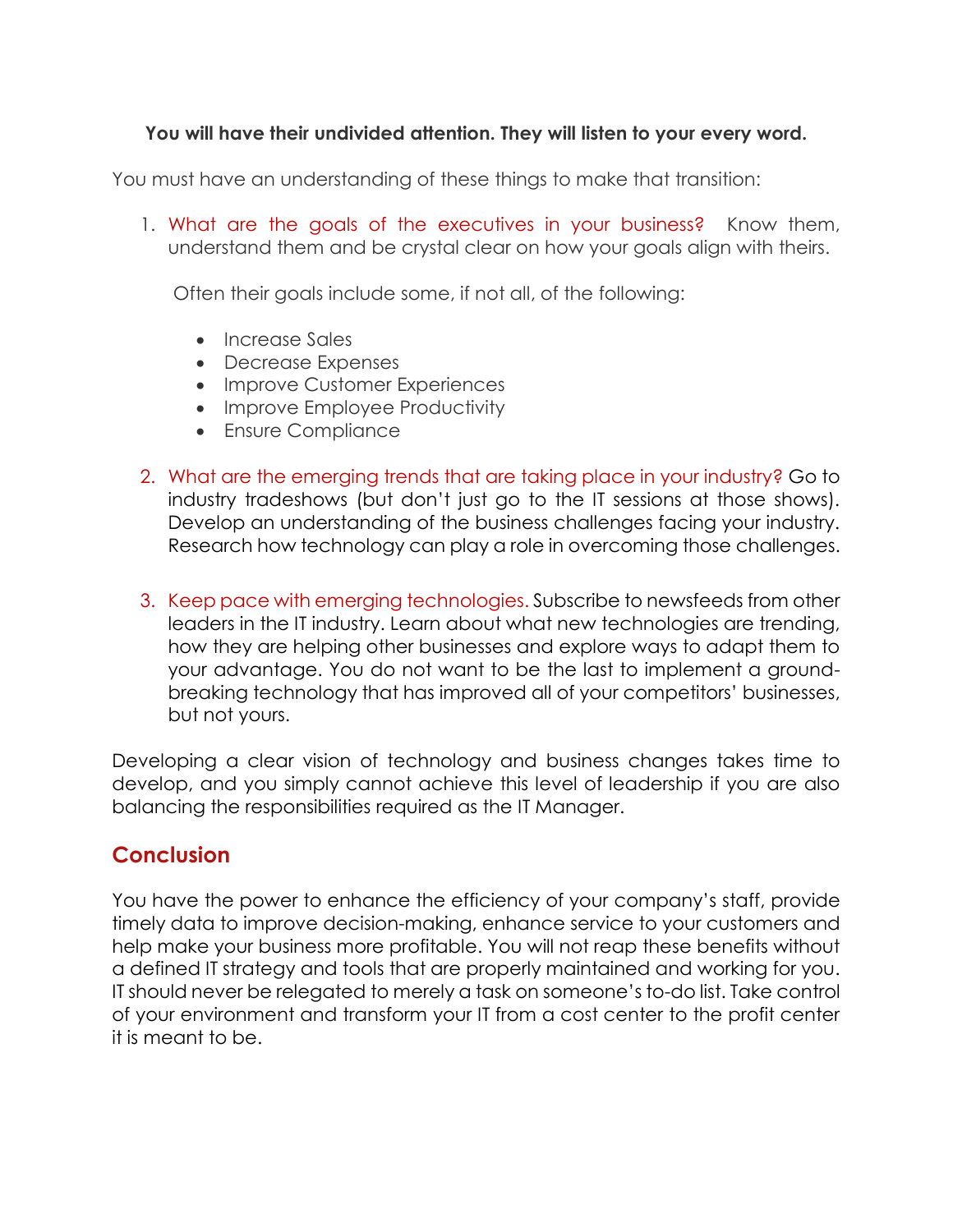**You will have their undivided attention. They will listen to your every word.**

You must have an understanding of these things to make that transition:

1. What are the goals of the executives in your business? Know them, understand them and be crystal clear on how your goals align with theirs.

   Often their goals include some, if not all, of the following:

   - Increase Sales
   - Decrease Expenses
   - Improve Customer Experiences
   - Improve Employee Productivity
   - Ensure Compliance

2. What are the emerging trends that are taking place in your industry? Go to industry tradeshows (but don't just go to the IT sessions at those shows). Develop an understanding of the business challenges facing your industry. Research how technology can play a role in overcoming those challenges.

3. Keep pace with emerging technologies. Subscribe to newsfeeds from other leaders in the IT industry. Learn about what new technologies are trending, how they are helping other businesses and explore ways to adapt them to your advantage. You do not want to be the last to implement a ground-breaking technology that has improved all of your competitors' businesses, but not yours.

Developing a clear vision of technology and business changes takes time to develop, and you simply cannot achieve this level of leadership if you are also balancing the responsibilities required as the IT Manager.

## Conclusion

You have the power to enhance the efficiency of your company's staff, provide timely data to improve decision-making, enhance service to your customers and help make your business more profitable. You will not reap these benefits without a defined IT strategy and tools that are properly maintained and working for you. IT should never be relegated to merely a task on someone's to-do list. Take control of your environment and transform your IT from a cost center to the profit center it is meant to be.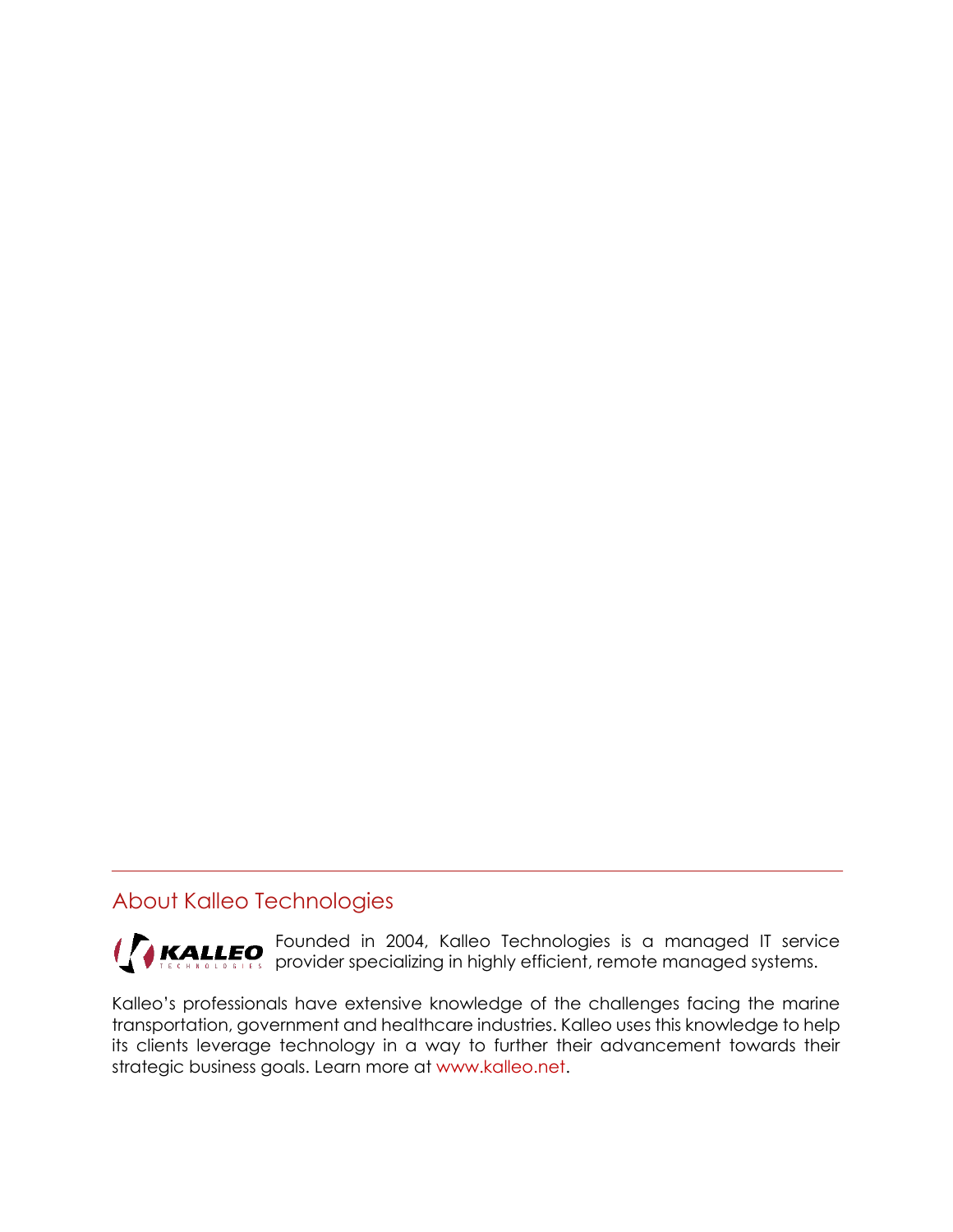## About Kalleo Technologies

Founded in 2004, Kalleo Technologies is a managed IT service provider specializing in highly efficient, remote managed systems.

Kalleo's professionals have extensive knowledge of the challenges facing the marine transportation, government and healthcare industries. Kalleo uses this knowledge to help its clients leverage technology in a way to further their advancement towards their strategic business goals. Learn more at www.kalleo.net.